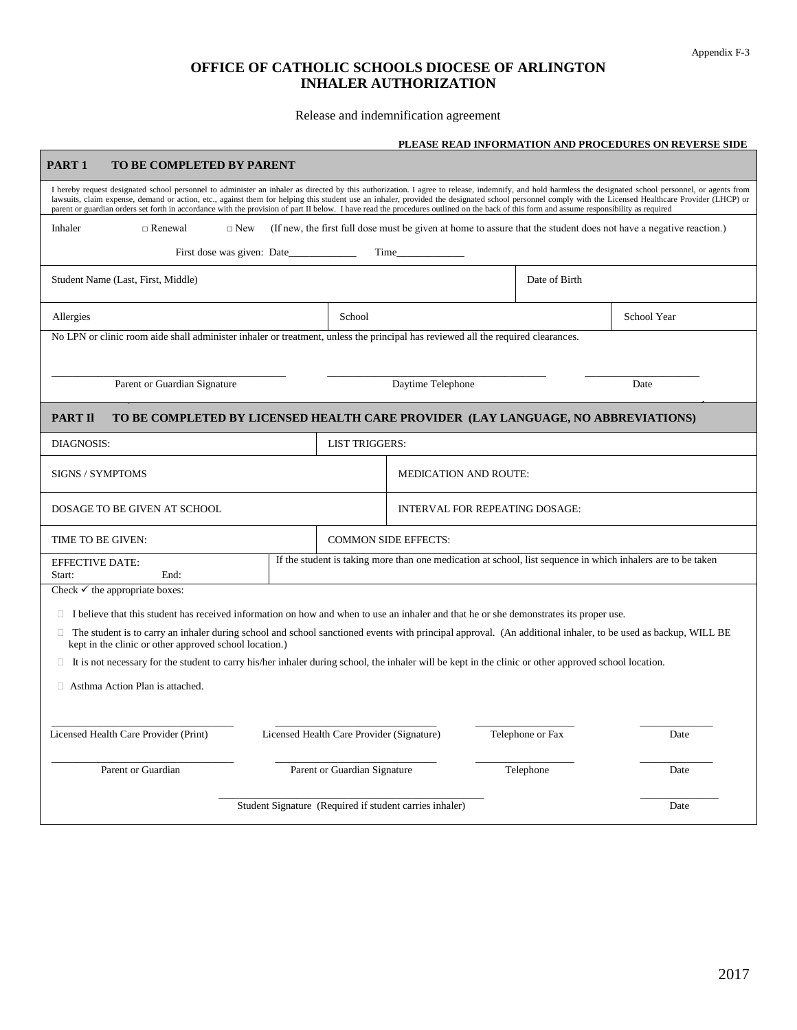Appendix F-3

# OFFICE OF CATHOLIC SCHOOLS DIOCESE OF ARLINGTON
# INHALER AUTHORIZATION

Release and indemnification agreement

**PLEASE READ INFORMATION AND PROCEDURES ON REVERSE SIDE**

## PART 1 TO BE COMPLETED BY PARENT

I hereby request designated school personnel to administer an inhaler as directed by this authorization. I agree to release, indemnify, and hold harmless the designated school personnel, or agents from lawsuits, claim expense, demand or action, etc., against them for helping this student use an inhaler, provided the designated school personnel comply with the Licensed Healthcare Provider (LHCP) or parent or guardian orders set forth in accordance with the provision of part II below. I have read the procedures outlined on the back of this form and assume responsibility as required

Inhaler □ Renewal □ New (If new, the first full dose must be given at home to assure that the student does not have a negative reaction.)

First dose was given: Date____________ Time____________

| Student Name (Last, First, Middle) | | Date of Birth | |
|---|---|---|---|
| Allergies | School | | School Year |

No LPN or clinic room aide shall administer inhaler or treatment, unless the principal has reviewed all the required clearances.

______________________ ______________________ ______________________
Parent or Guardian Signature | Daytime Telephone | Date

## PART II TO BE COMPLETED BY LICENSED HEALTH CARE PROVIDER (LAY LANGUAGE, NO ABBREVIATIONS)

| | |
|---|---|
| DIAGNOSIS: | LIST TRIGGERS: |
| SIGNS / SYMPTOMS | MEDICATION AND ROUTE: |
| DOSAGE TO BE GIVEN AT SCHOOL | INTERVAL FOR REPEATING DOSAGE: |
| TIME TO BE GIVEN: | COMMON SIDE EFFECTS: |
| EFFECTIVE DATE: Start: End: | If the student is taking more than one medication at school, list sequence in which inhalers are to be taken |

Check ✓ the appropriate boxes:

- □ I believe that this student has received information on how and when to use an inhaler and that he or she demonstrates its proper use.
- □ The student is to carry an inhaler during school and school sanctioned events with principal approval. (An additional inhaler, to be used as backup, WILL BE kept in the clinic or other approved school location.)
- □ It is not necessary for the student to carry his/her inhaler during school, the inhaler will be kept in the clinic or other approved school location.
- □ Asthma Action Plan is attached.

______________________ ______________________ ______________________ ______________________
Licensed Health Care Provider (Print) | Licensed Health Care Provider (Signature) | Telephone or Fax | Date

______________________ ______________________ ______________________ ______________________
Parent or Guardian | Parent or Guardian Signature | Telephone | Date

______________________ ______________________
Student Signature (Required if student carries inhaler) | Date

2017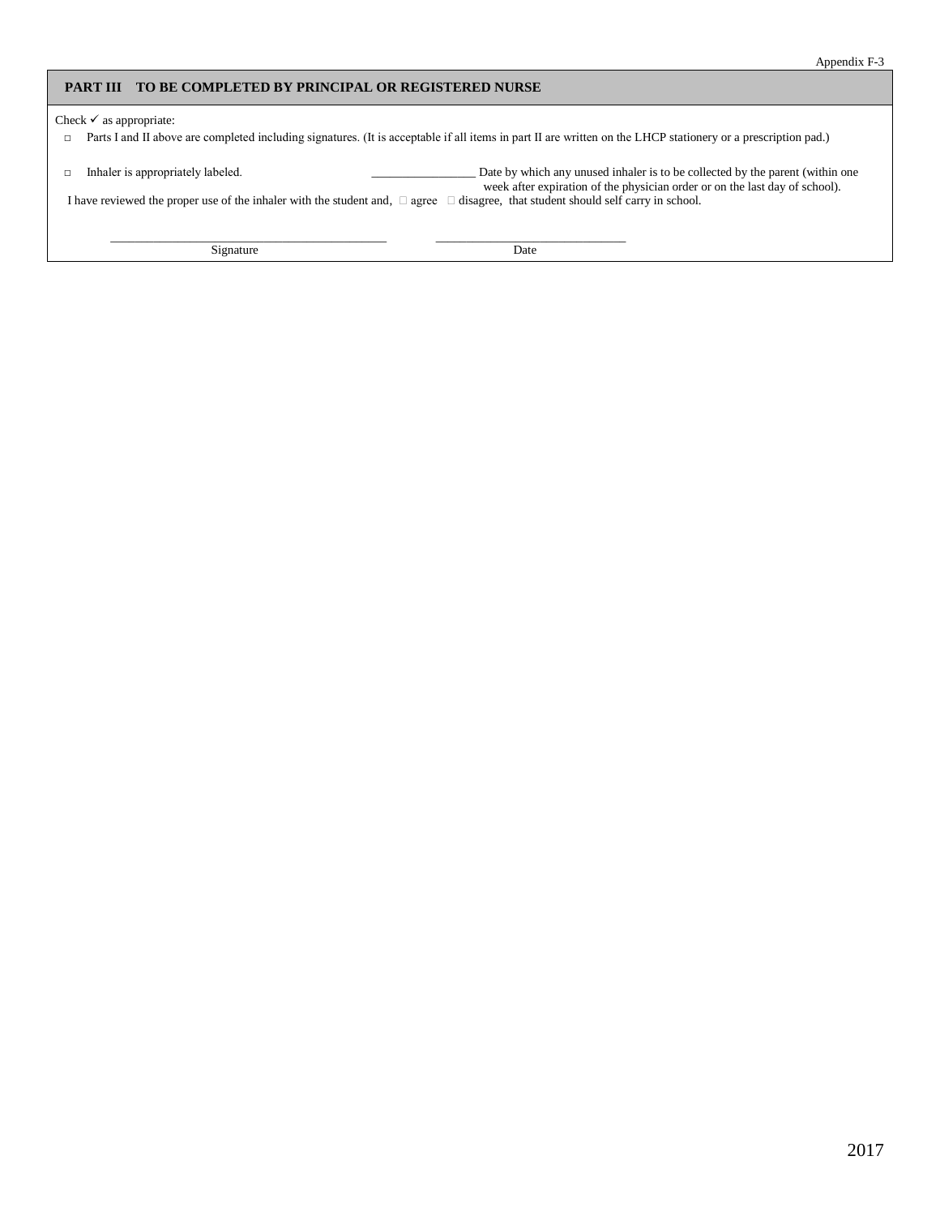Appendix F-3

## PART III TO BE COMPLETED BY PRINCIPAL OR REGISTERED NURSE

Check ✓ as appropriate:

- □ Parts I and II above are completed including signatures. (It is acceptable if all items in part II are written on the LHCP stationery or a prescription pad.)

- □ Inhaler is appropriately labeled. _________________ Date by which any unused inhaler is to be collected by the parent (within one week after expiration of the physician order or on the last day of school).

I have reviewed the proper use of the inhaler with the student and, □ agree □ disagree, that student should self carry in school.

_____________________________________________ ______________________________

Signature Date

2017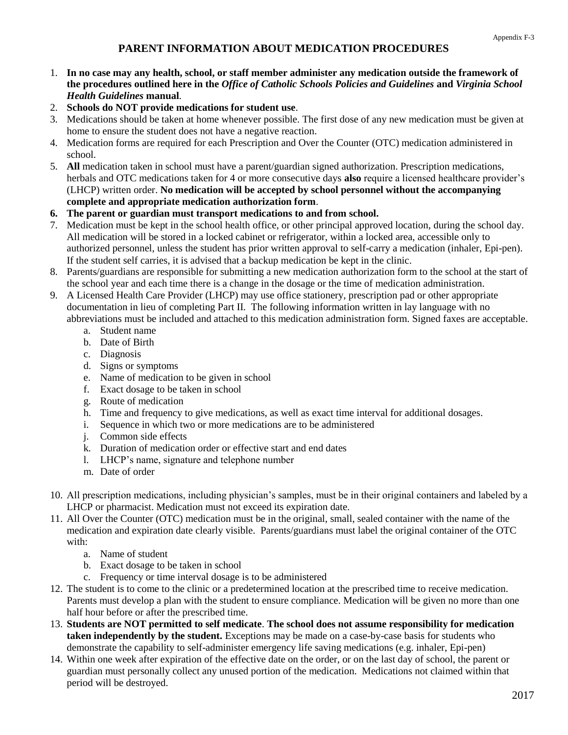# PARENT INFORMATION ABOUT MEDICATION PROCEDURES

1. **In no case may any health, school, or staff member administer any medication outside the framework of the procedures outlined here in the *Office of Catholic Schools Policies and Guidelines* and *Virginia School Health Guidelines* manual**.
2. **Schools do NOT provide medications for student use**.
3. Medications should be taken at home whenever possible. The first dose of any new medication must be given at home to ensure the student does not have a negative reaction.
4. Medication forms are required for each Prescription and Over the Counter (OTC) medication administered in school.
5. **All** medication taken in school must have a parent/guardian signed authorization. Prescription medications, herbals and OTC medications taken for 4 or more consecutive days **also** require a licensed healthcare provider's (LHCP) written order. **No medication will be accepted by school personnel without the accompanying complete and appropriate medication authorization form**.
6. **The parent or guardian must transport medications to and from school.**
7. Medication must be kept in the school health office, or other principal approved location, during the school day. All medication will be stored in a locked cabinet or refrigerator, within a locked area, accessible only to authorized personnel, unless the student has prior written approval to self-carry a medication (inhaler, Epi-pen). If the student self carries, it is advised that a backup medication be kept in the clinic.
8. Parents/guardians are responsible for submitting a new medication authorization form to the school at the start of the school year and each time there is a change in the dosage or the time of medication administration.
9. A Licensed Health Care Provider (LHCP) may use office stationery, prescription pad or other appropriate documentation in lieu of completing Part II. The following information written in lay language with no abbreviations must be included and attached to this medication administration form. Signed faxes are acceptable.
   a. Student name
   b. Date of Birth
   c. Diagnosis
   d. Signs or symptoms
   e. Name of medication to be given in school
   f. Exact dosage to be taken in school
   g. Route of medication
   h. Time and frequency to give medications, as well as exact time interval for additional dosages.
   i. Sequence in which two or more medications are to be administered
   j. Common side effects
   k. Duration of medication order or effective start and end dates
   l. LHCP's name, signature and telephone number
   m. Date of order
10. All prescription medications, including physician's samples, must be in their original containers and labeled by a LHCP or pharmacist. Medication must not exceed its expiration date.
11. All Over the Counter (OTC) medication must be in the original, small, sealed container with the name of the medication and expiration date clearly visible. Parents/guardians must label the original container of the OTC with:
    a. Name of student
    b. Exact dosage to be taken in school
    c. Frequency or time interval dosage is to be administered
12. The student is to come to the clinic or a predetermined location at the prescribed time to receive medication. Parents must develop a plan with the student to ensure compliance. Medication will be given no more than one half hour before or after the prescribed time.
13. **Students are NOT permitted to self medicate**. **The school does not assume responsibility for medication taken independently by the student.** Exceptions may be made on a case-by-case basis for students who demonstrate the capability to self-administer emergency life saving medications (e.g. inhaler, Epi-pen)
14. Within one week after expiration of the effective date on the order, or on the last day of school, the parent or guardian must personally collect any unused portion of the medication. Medications not claimed within that period will be destroyed.

2017